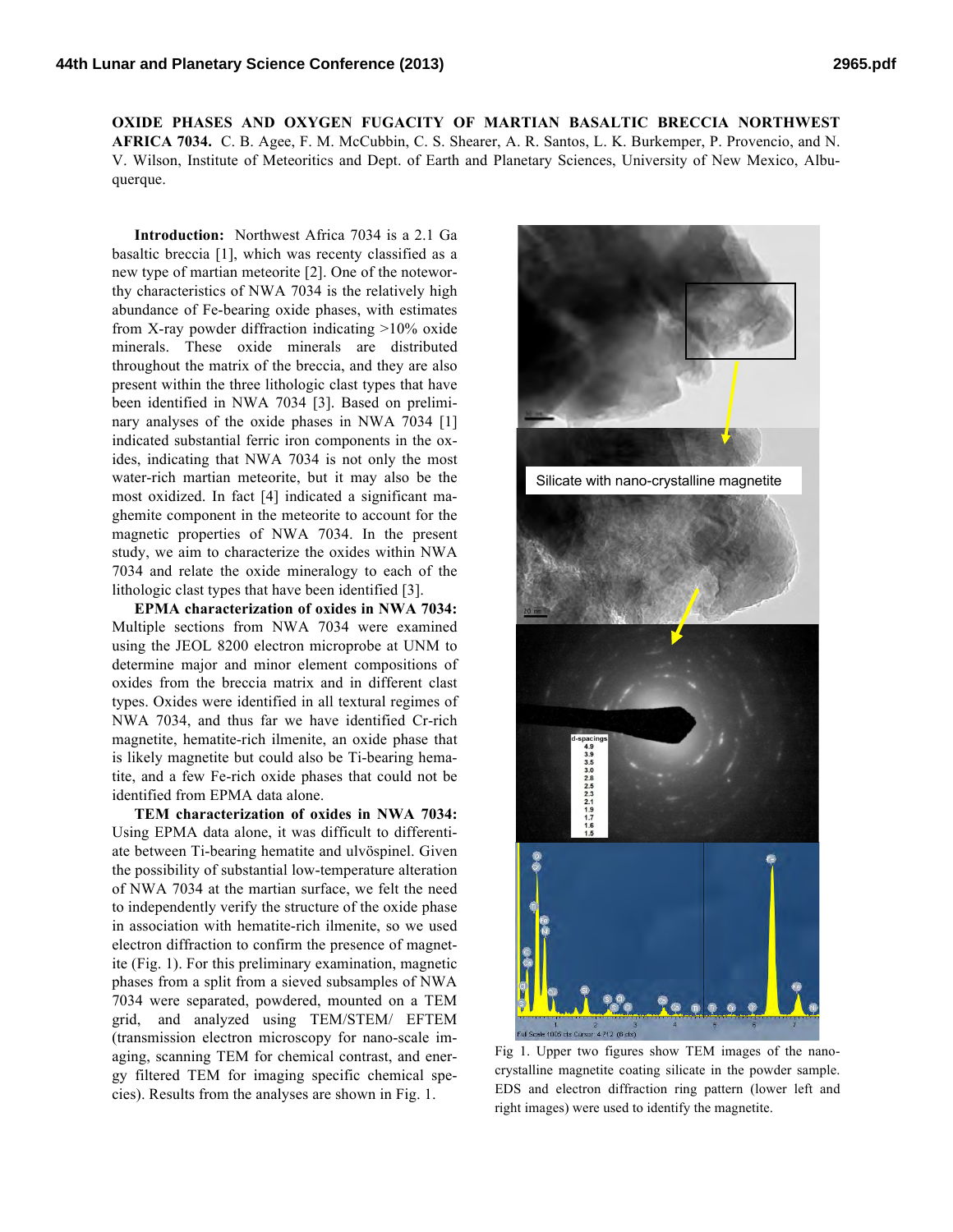# OXIDE PHASES AND OXYGEN FUGACITY OF MARTIAN BASALTIC BRECCIA NORTHWEST AFRICA 7034.

C. B. Agee, F. M. McCubbin, C. S. Shearer, A. R. Santos, L. K. Burkemper, P. Provencio, and N. V. Wilson, Institute of Meteoritics and Dept. of Earth and Planetary Sciences, University of New Mexico, Albuquerque.

**Introduction:** Northwest Africa 7034 is a 2.1 Ga basaltic breccia [1], which was recenty classified as a new type of martian meteorite [2]. One of the noteworthy characteristics of NWA 7034 is the relatively high abundance of Fe-bearing oxide phases, with estimates from X-ray powder diffraction indicating >10% oxide minerals. These oxide minerals are distributed throughout the matrix of the breccia, and they are also present within the three lithologic clast types that have been identified in NWA 7034 [3]. Based on preliminary analyses of the oxide phases in NWA 7034 [1] indicated substantial ferric iron components in the oxides, indicating that NWA 7034 is not only the most water-rich martian meteorite, but it may also be the most oxidized. In fact [4] indicated a significant maghemite component in the meteorite to account for the magnetic properties of NWA 7034. In the present study, we aim to characterize the oxides within NWA 7034 and relate the oxide mineralogy to each of the lithologic clast types that have been identified [3].

**EPMA characterization of oxides in NWA 7034:** Multiple sections from NWA 7034 were examined using the JEOL 8200 electron microprobe at UNM to determine major and minor element compositions of oxides from the breccia matrix and in different clast types. Oxides were identified in all textural regimes of NWA 7034, and thus far we have identified Cr-rich magnetite, hematite-rich ilmenite, an oxide phase that is likely magnetite but could also be Ti-bearing hematite, and a few Fe-rich oxide phases that could not be identified from EPMA data alone.

**TEM characterization of oxides in NWA 7034:** Using EPMA data alone, it was difficult to differentiate between Ti-bearing hematite and ulvöspinel. Given the possibility of substantial low-temperature alteration of NWA 7034 at the martian surface, we felt the need to independently verify the structure of the oxide phase in association with hematite-rich ilmenite, so we used electron diffraction to confirm the presence of magnetite (Fig. 1). For this preliminary examination, magnetic phases from a split from a sieved subsamples of NWA 7034 were separated, powdered, mounted on a TEM grid, and analyzed using TEM/STEM/ EFTEM (transmission electron microscopy for nano-scale imaging, scanning TEM for chemical contrast, and energy filtered TEM for imaging specific chemical species). Results from the analyses are shown in Fig. 1.

Fig 1. Upper two figures show TEM images of the nanocrystalline magnetite coating silicate in the powder sample. EDS and electron diffraction ring pattern (lower left and right images) were used to identify the magnetite.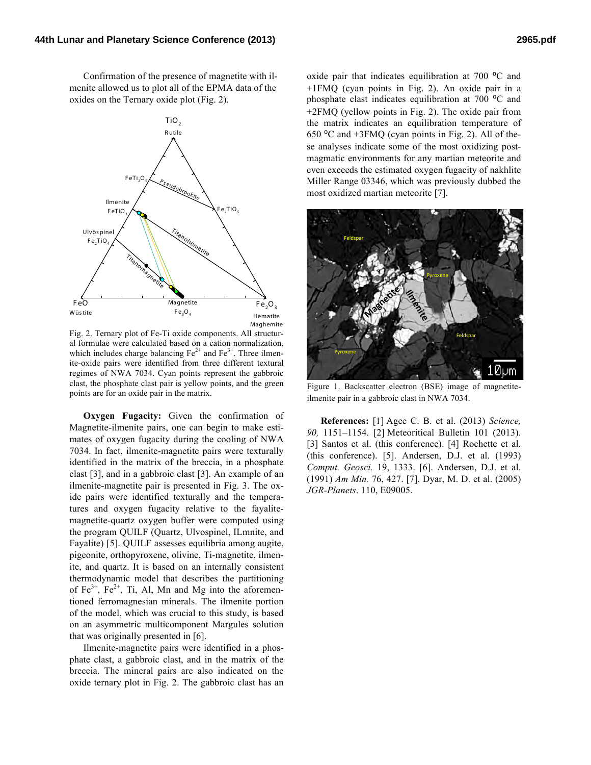Confirmation of the presence of magnetite with ilmenite allowed us to plot all of the EPMA data of the oxides on the Ternary oxide plot (Fig. 2).

$TiO_2$
Rutile
$FeTi_2O_5$
Pseudobrookite
Ilmenite
$FeTiO_3$
$Fe_2TiO_5$
Ulvöspinel
$Fe_2TiO_4$
Titanohematite
Titanomagnetite
FeO
Wüstite
Magnetite
$Fe_3O_4$
$Fe_2O_3$
Hematite
Maghemite

Fig. 2. Ternary plot of Fe-Ti oxide components. All structural formulae were calculated based on a cation normalization, which includes charge balancing $Fe^{2+}$ and $Fe^{3+}$. Three ilmenite-oxide pairs were identified from three different textural regimes of NWA 7034. Cyan points represent the gabbroic clast, the phosphate clast pair is yellow points, and the green points are for an oxide pair in the matrix.

**Oxygen Fugacity:** Given the confirmation of Magnetite-ilmenite pairs, one can begin to make estimates of oxygen fugacity during the cooling of NWA 7034. In fact, ilmenite-magnetite pairs were texturally identified in the matrix of the breccia, in a phosphate clast [3], and in a gabbroic clast [3]. An example of an ilmenite-magnetite pair is presented in Fig. 3. The oxide pairs were identified texturally and the temperatures and oxygen fugacity relative to the fayalite-magnetite-quartz oxygen buffer were computed using the program QUILF (Quartz, Ulvospinel, ILmnite, and Fayalite) [5]. QUILF assesses equilibria among augite, pigeonite, orthopyroxene, olivine, Ti-magnetite, ilmenite, and quartz. It is based on an internally consistent thermodynamic model that describes the partitioning of $Fe^{3+}$, $Fe^{2+}$, Ti, Al, Mn and Mg into the aforementioned ferromagnesian minerals. The ilmenite portion of the model, which was crucial to this study, is based on an asymmetric multicomponent Margules solution that was originally presented in [6].

Ilmenite-magnetite pairs were identified in a phosphate clast, a gabbroic clast, and in the matrix of the breccia. The mineral pairs are also indicated on the oxide ternary plot in Fig. 2. The gabbroic clast has an oxide pair that indicates equilibration at 700 ºC and +1FMQ (cyan points in Fig. 2). An oxide pair in a phosphate clast indicates equilibration at 700 ºC and +2FMQ (yellow points in Fig. 2). The oxide pair from the matrix indicates an equilibration temperature of 650 ºC and +3FMQ (cyan points in Fig. 2). All of these analyses indicate some of the most oxidizing post-magmatic environments for any martian meteorite and even exceeds the estimated oxygen fugacity of nakhlite Miller Range 03346, which was previously dubbed the most oxidized martian meteorite [7].

Feldspar
Pyroxene
Magnetite
Ilmenite
Feldspar
Pyroxene
10μm

Figure 1. Backscatter electron (BSE) image of magnetite-ilmenite pair in a gabbroic clast in NWA 7034.

**References:** [1] Agee C. B. et al. (2013) *Science, 90,* 1151–1154. [2] Meteoritical Bulletin 101 (2013). [3] Santos et al. (this conference). [4] Rochette et al. (this conference). [5]. Andersen, D.J. et al. (1993) *Comput. Geosci.* 19, 1333. [6]. Andersen, D.J. et al. (1991) *Am Min.* 76, 427. [7]. Dyar, M. D. et al. (2005) *JGR-Planets*. 110, E09005.